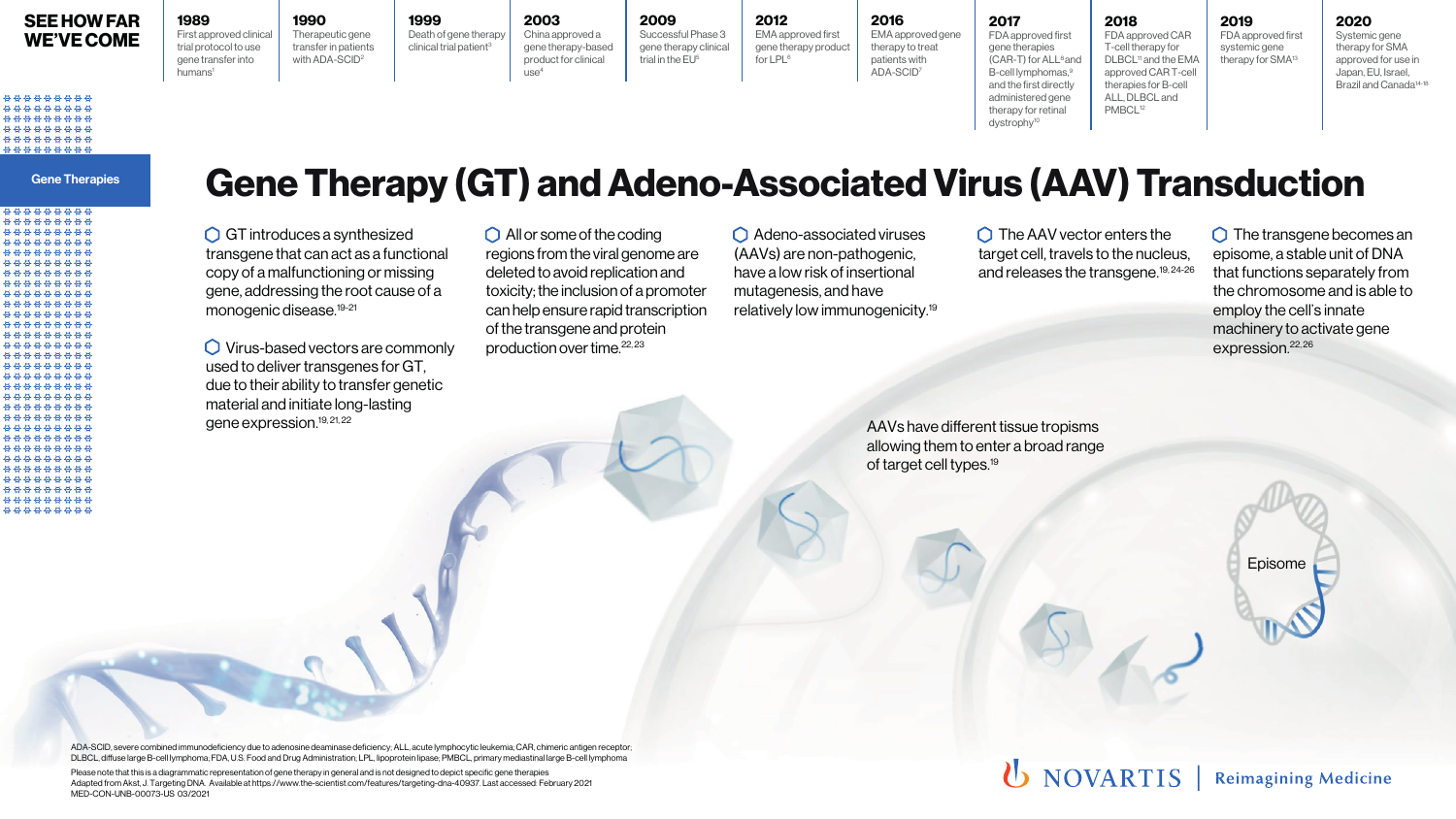## SEE HOW FAR WE'VE COME

**1989**
First approved clinical trial protocol to use gene transfer into humans[1]

**1990**
Therapeutic gene transfer in patients with ADA-SCID[2]

**1999**
Death of gene therapy clinical trial patient[3]

**2003**
China approved a gene therapy-based product for clinical use[4]

**2009**
Successful Phase 3 gene therapy clinical trial in the EU[5]

**2012**
EMA approved first gene therapy product for LPL[6]

**2016**
EMA approved gene therapy to treat patients with ADA-SCID[7]

**2017**
FDA approved first gene therapies (CAR-T) for ALL[8] and B-cell lymphomas,[9] and the first directly administered gene therapy for retinal dystrophy[10]

**2018**
FDA approved CAR T-cell therapy for DLBCL[11] and the EMA approved CAR T-cell therapies for B-cell ALL, DLBCL and PMBCL[12]

**2019**
FDA approved first systemic gene therapy for SMA[13]

**2020**
Systemic gene therapy for SMA approved for use in Japan, EU, Israel, Brazil and Canada[14-18]

Gene Therapies

# Gene Therapy (GT) and Adeno-Associated Virus (AAV) Transduction

- GT introduces a synthesized transgene that can act as a functional copy of a malfunctioning or missing gene, addressing the root cause of a monogenic disease.[19-21]
- Virus-based vectors are commonly used to deliver transgenes for GT, due to their ability to transfer genetic material and initiate long-lasting gene expression.[19,21,22]
- All or some of the coding regions from the viral genome are deleted to avoid replication and toxicity; the inclusion of a promoter can help ensure rapid transcription of the transgene and protein production over time.[22,23]
- Adeno-associated viruses (AAVs) are non-pathogenic, have a low risk of insertional mutagenesis, and have relatively low immunogenicity.[19]
- The AAV vector enters the target cell, travels to the nucleus, and releases the transgene.[19,24-26]
- The transgene becomes an episome, a stable unit of DNA that functions separately from the chromosome and is able to employ the cell's innate machinery to activate gene expression.[22,26]

AAVs have different tissue tropisms allowing them to enter a broad range of target cell types.[19]

Episome

ADA-SCID, severe combined immunodeficiency due to adenosine deaminase deficiency; ALL, acute lymphocytic leukemia; CAR, chimeric antigen receptor; DLBCL, diffuse large B-cell lymphoma; FDA, U.S. Food and Drug Administration; LPL, lipoprotein lipase; PMBCL, primary mediastinal large B-cell lymphoma

Please note that this is a diagrammatic representation of gene therapy in general and is not designed to depict specific gene therapies
Adapted from Akst, J. Targeting DNA. Available at https://www.the-scientist.com/features/targeting-dna-40937. Last accessed: February 2021
MED-CON-UNB-00073-US 03/2021

NOVARTIS | Reimagining Medicine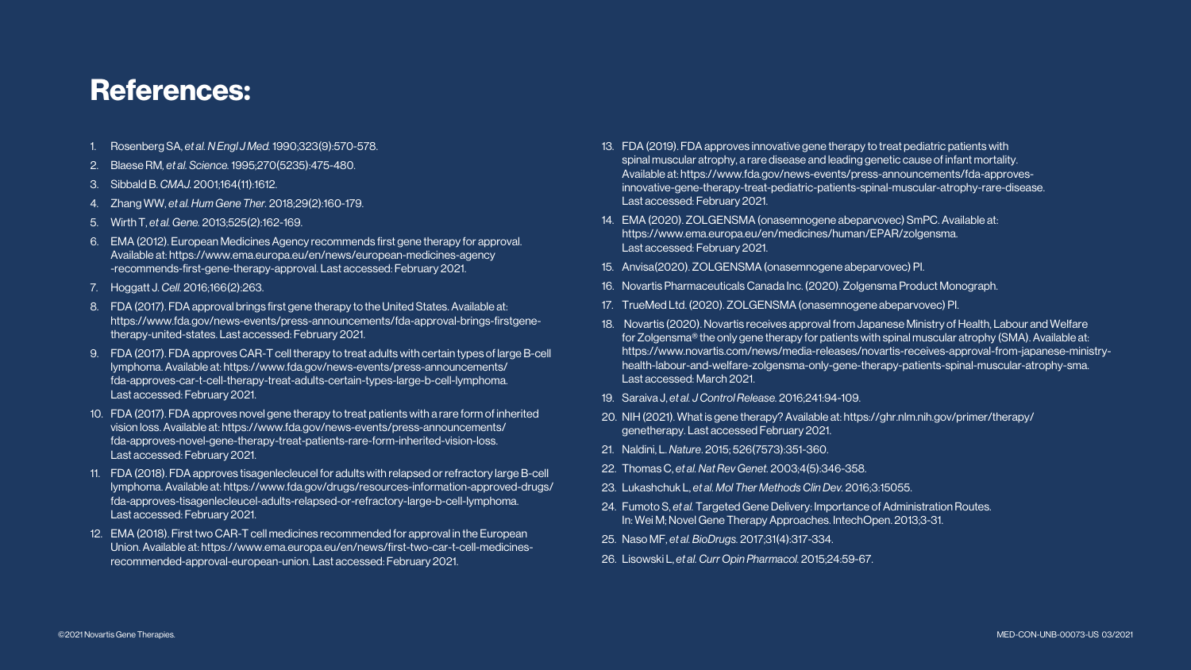# References:

1. Rosenberg SA, *et al. N Engl J Med.* 1990;323(9):570-578.
2. Blaese RM, *et al. Science.* 1995;270(5235):475-480.
3. Sibbald B. *CMAJ.* 2001;164(11):1612.
4. Zhang WW, *et al. Hum Gene Ther.* 2018;29(2):160-179.
5. Wirth T, *et al. Gene.* 2013;525(2):162-169.
6. EMA (2012). European Medicines Agency recommends first gene therapy for approval. Available at: https://www.ema.europa.eu/en/news/european-medicines-agency-recommends-first-gene-therapy-approval. Last accessed: February 2021.
7. Hoggatt J. *Cell.* 2016;166(2):263.
8. FDA (2017). FDA approval brings first gene therapy to the United States. Available at: https://www.fda.gov/news-events/press-announcements/fda-approval-brings-firstgene-therapy-united-states. Last accessed: February 2021.
9. FDA (2017). FDA approves CAR-T cell therapy to treat adults with certain types of large B-cell lymphoma. Available at: https://www.fda.gov/news-events/press-announcements/fda-approves-car-t-cell-therapy-treat-adults-certain-types-large-b-cell-lymphoma. Last accessed: February 2021.
10. FDA (2017). FDA approves novel gene therapy to treat patients with a rare form of inherited vision loss. Available at: https://www.fda.gov/news-events/press-announcements/fda-approves-novel-gene-therapy-treat-patients-rare-form-inherited-vision-loss. Last accessed: February 2021.
11. FDA (2018). FDA approves tisagenlecleucel for adults with relapsed or refractory large B-cell lymphoma. Available at: https://www.fda.gov/drugs/resources-information-approved-drugs/fda-approves-tisagenlecleucel-adults-relapsed-or-refractory-large-b-cell-lymphoma. Last accessed: February 2021.
12. EMA (2018). First two CAR-T cell medicines recommended for approval in the European Union. Available at: https://www.ema.europa.eu/en/news/first-two-car-t-cell-medicines-recommended-approval-european-union. Last accessed: February 2021.
13. FDA (2019). FDA approves innovative gene therapy to treat pediatric patients with spinal muscular atrophy, a rare disease and leading genetic cause of infant mortality. Available at: https://www.fda.gov/news-events/press-announcements/fda-approves-innovative-gene-therapy-treat-pediatric-patients-spinal-muscular-atrophy-rare-disease. Last accessed: February 2021.
14. EMA (2020). ZOLGENSMA (onasemnogene abeparvovec) SmPC. Available at: https://www.ema.europa.eu/en/medicines/human/EPAR/zolgensma. Last accessed: February 2021.
15. Anvisa(2020). ZOLGENSMA (onasemnogene abeparvovec) PI.
16. Novartis Pharmaceuticals Canada Inc. (2020). Zolgensma Product Monograph.
17. TrueMed Ltd. (2020). ZOLGENSMA (onasemnogene abeparvovec) PI.
18. Novartis (2020). Novartis receives approval from Japanese Ministry of Health, Labour and Welfare for Zolgensma® the only gene therapy for patients with spinal muscular atrophy (SMA). Available at: https://www.novartis.com/news/media-releases/novartis-receives-approval-from-japanese-ministry-health-labour-and-welfare-zolgensma-only-gene-therapy-patients-spinal-muscular-atrophy-sma. Last accessed: March 2021.
19. Saraiva J, *et al. J Control Release.* 2016;241:94-109.
20. NIH (2021). What is gene therapy? Available at: https://ghr.nlm.nih.gov/primer/therapy/genetherapy. Last accessed February 2021.
21. Naldini, L. *Nature.* 2015; 526(7573):351-360.
22. Thomas C, *et al. Nat Rev Genet.* 2003;4(5):346-358.
23. Lukashchuk L, *et al. Mol Ther Methods Clin Dev.* 2016;3:15055.
24. Fumoto S, *et al.* Targeted Gene Delivery: Importance of Administration Routes. In: Wei M; Novel Gene Therapy Approaches. IntechOpen. 2013;3-31.
25. Naso MF, *et al. BioDrugs.* 2017;31(4):317-334.
26. Lisowski L, *et al. Curr Opin Pharmacol.* 2015;24:59-67.

©2021 Novartis Gene Therapies.

MED-CON-UNB-00073-US 03/2021